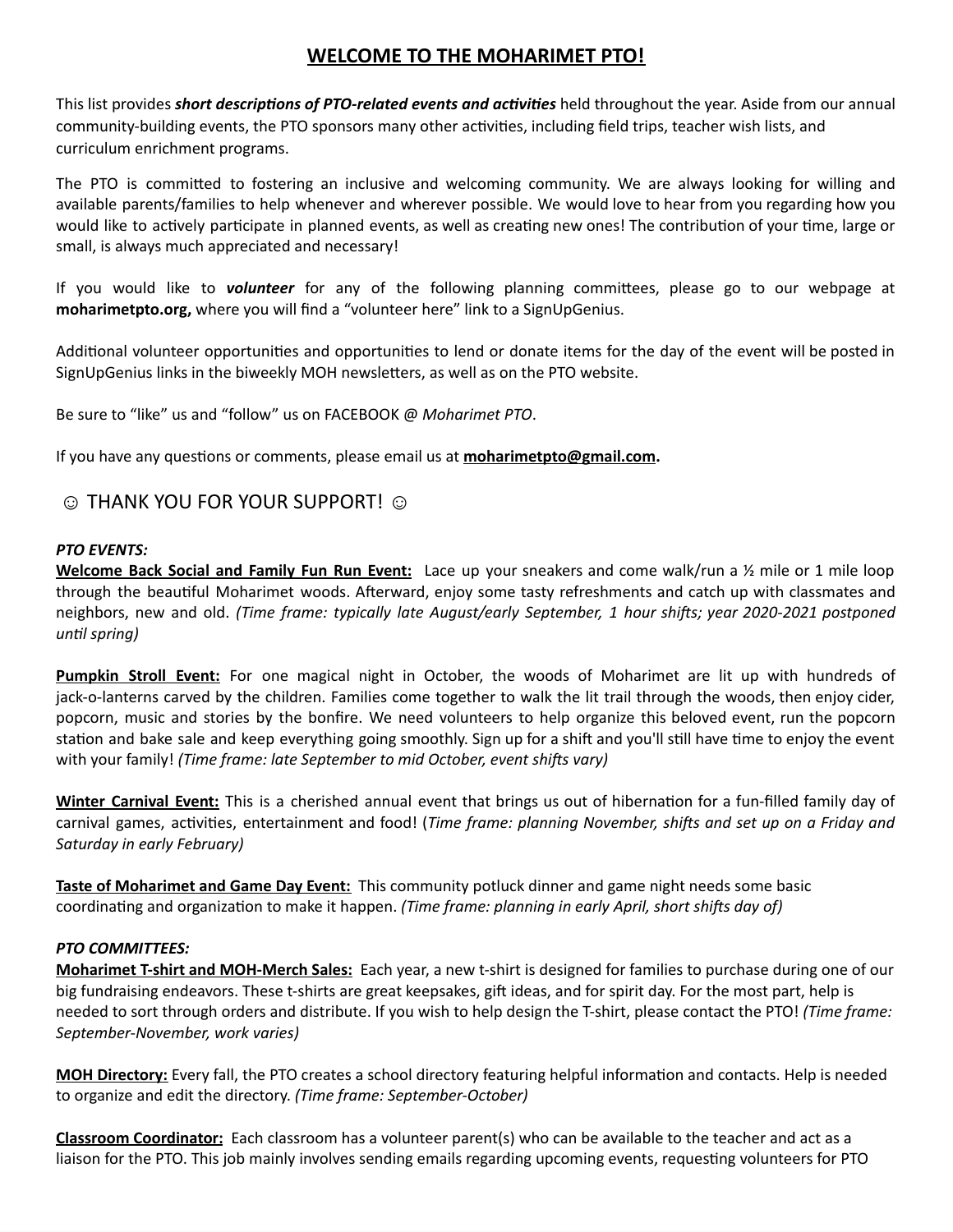# WELCOME TO THE MOHARIMET PTO!

This list provides ***short descriptions of PTO-related events and activities*** held throughout the year. Aside from our annual community-building events, the PTO sponsors many other activities, including field trips, teacher wish lists, and curriculum enrichment programs.

The PTO is committed to fostering an inclusive and welcoming community. We are always looking for willing and available parents/families to help whenever and wherever possible. We would love to hear from you regarding how you would like to actively participate in planned events, as well as creating new ones! The contribution of your time, large or small, is always much appreciated and necessary!

If you would like to ***volunteer*** for any of the following planning committees, please go to our webpage at **moharimetpto.org,** where you will find a "volunteer here" link to a SignUpGenius.

Additional volunteer opportunities and opportunities to lend or donate items for the day of the event will be posted in SignUpGenius links in the biweekly MOH newsletters, as well as on the PTO website.

Be sure to "like" us and "follow" us on FACEBOOK @ *Moharimet PTO*.

If you have any questions or comments, please email us at **moharimetpto@gmail.com.**

☺ THANK YOU FOR YOUR SUPPORT! ☺

***PTO EVENTS:***

**Welcome Back Social and Family Fun Run Event:** Lace up your sneakers and come walk/run a ½ mile or 1 mile loop through the beautiful Moharimet woods. Afterward, enjoy some tasty refreshments and catch up with classmates and neighbors, new and old. *(Time frame: typically late August/early September, 1 hour shifts; year 2020-2021 postponed until spring)*

**Pumpkin Stroll Event:** For one magical night in October, the woods of Moharimet are lit up with hundreds of jack-o-lanterns carved by the children. Families come together to walk the lit trail through the woods, then enjoy cider, popcorn, music and stories by the bonfire. We need volunteers to help organize this beloved event, run the popcorn station and bake sale and keep everything going smoothly. Sign up for a shift and you'll still have time to enjoy the event with your family! *(Time frame: late September to mid October, event shifts vary)*

**Winter Carnival Event:** This is a cherished annual event that brings us out of hibernation for a fun-filled family day of carnival games, activities, entertainment and food! (*Time frame: planning November, shifts and set up on a Friday and Saturday in early February)*

**Taste of Moharimet and Game Day Event:** This community potluck dinner and game night needs some basic coordinating and organization to make it happen. *(Time frame: planning in early April, short shifts day of)*

***PTO COMMITTEES:***

**Moharimet T-shirt and MOH-Merch Sales:** Each year, a new t-shirt is designed for families to purchase during one of our big fundraising endeavors. These t-shirts are great keepsakes, gift ideas, and for spirit day. For the most part, help is needed to sort through orders and distribute. If you wish to help design the T-shirt, please contact the PTO! *(Time frame: September-November, work varies)*

**MOH Directory:** Every fall, the PTO creates a school directory featuring helpful information and contacts. Help is needed to organize and edit the directory. *(Time frame: September-October)*

**Classroom Coordinator:** Each classroom has a volunteer parent(s) who can be available to the teacher and act as a liaison for the PTO. This job mainly involves sending emails regarding upcoming events, requesting volunteers for PTO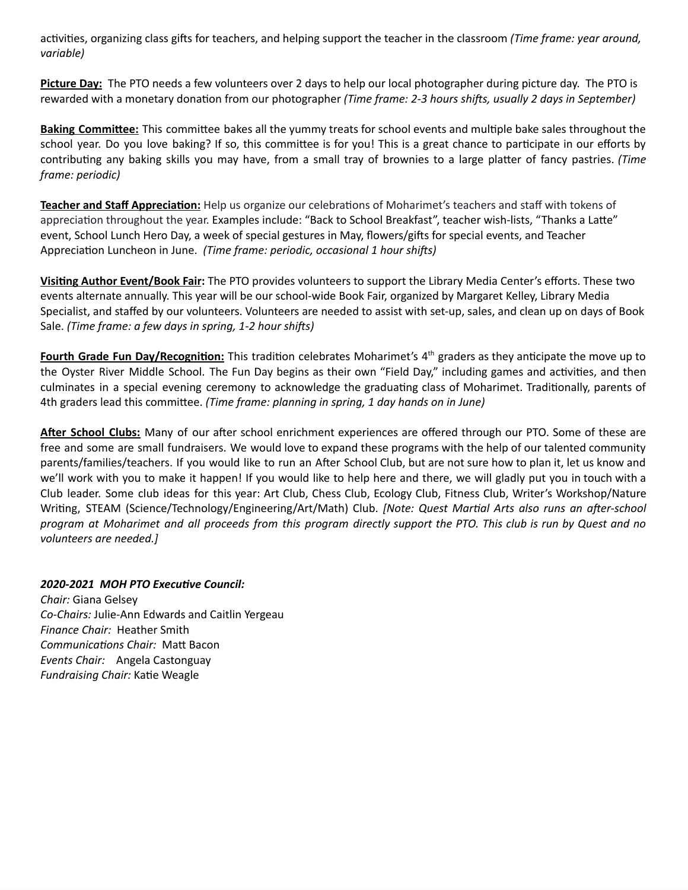activities, organizing class gifts for teachers, and helping support the teacher in the classroom *(Time frame: year around, variable)*

**Picture Day:** The PTO needs a few volunteers over 2 days to help our local photographer during picture day. The PTO is rewarded with a monetary donation from our photographer *(Time frame: 2-3 hours shifts, usually 2 days in September)*

**Baking Committee:** This committee bakes all the yummy treats for school events and multiple bake sales throughout the school year. Do you love baking? If so, this committee is for you! This is a great chance to participate in our efforts by contributing any baking skills you may have, from a small tray of brownies to a large platter of fancy pastries. *(Time frame: periodic)*

**Teacher and Staff Appreciation:** Help us organize our celebrations of Moharimet's teachers and staff with tokens of appreciation throughout the year. Examples include: "Back to School Breakfast", teacher wish-lists, "Thanks a Latte" event, School Lunch Hero Day, a week of special gestures in May, flowers/gifts for special events, and Teacher Appreciation Luncheon in June. *(Time frame: periodic, occasional 1 hour shifts)*

**Visiting Author Event/Book Fair:** The PTO provides volunteers to support the Library Media Center's efforts. These two events alternate annually. This year will be our school-wide Book Fair, organized by Margaret Kelley, Library Media Specialist, and staffed by our volunteers. Volunteers are needed to assist with set-up, sales, and clean up on days of Book Sale. *(Time frame: a few days in spring, 1-2 hour shifts)*

**Fourth Grade Fun Day/Recognition:** This tradition celebrates Moharimet's 4th graders as they anticipate the move up to the Oyster River Middle School. The Fun Day begins as their own "Field Day," including games and activities, and then culminates in a special evening ceremony to acknowledge the graduating class of Moharimet. Traditionally, parents of 4th graders lead this committee. *(Time frame: planning in spring, 1 day hands on in June)*

**After School Clubs:** Many of our after school enrichment experiences are offered through our PTO. Some of these are free and some are small fundraisers. We would love to expand these programs with the help of our talented community parents/families/teachers. If you would like to run an After School Club, but are not sure how to plan it, let us know and we'll work with you to make it happen! If you would like to help here and there, we will gladly put you in touch with a Club leader. Some club ideas for this year: Art Club, Chess Club, Ecology Club, Fitness Club, Writer's Workshop/Nature Writing, STEAM (Science/Technology/Engineering/Art/Math) Club. *[Note: Quest Martial Arts also runs an after-school program at Moharimet and all proceeds from this program directly support the PTO. This club is run by Quest and no volunteers are needed.]*

***2020-2021 MOH PTO Executive Council:***

*Chair:* Giana Gelsey
*Co-Chairs:* Julie-Ann Edwards and Caitlin Yergeau
*Finance Chair:* Heather Smith
*Communications Chair:* Matt Bacon
*Events Chair:* Angela Castonguay
*Fundraising Chair:* Katie Weagle